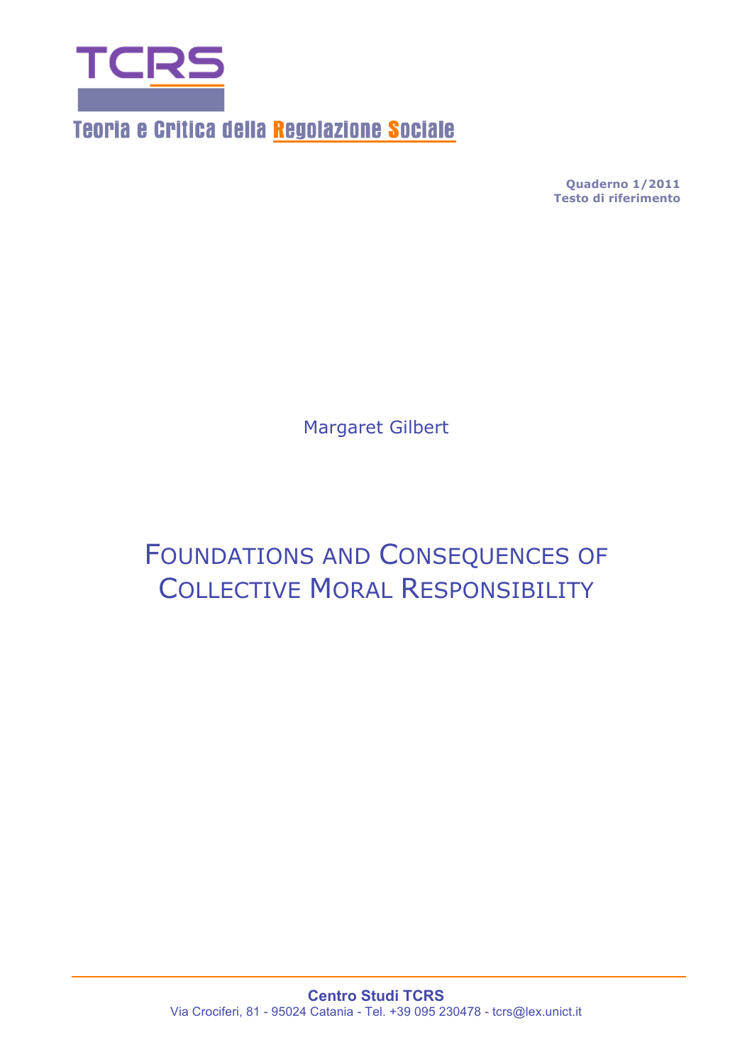# TCRS

Teoria e Critica della Regolazione Sociale

**Quaderno 1/2011**
**Testo di riferimento**

Margaret Gilbert

# FOUNDATIONS AND CONSEQUENCES OF COLLECTIVE MORAL RESPONSIBILITY

**Centro Studi TCRS**
Via Crociferi, 81 - 95024 Catania - Tel. +39 095 230478 - tcrs@lex.unict.it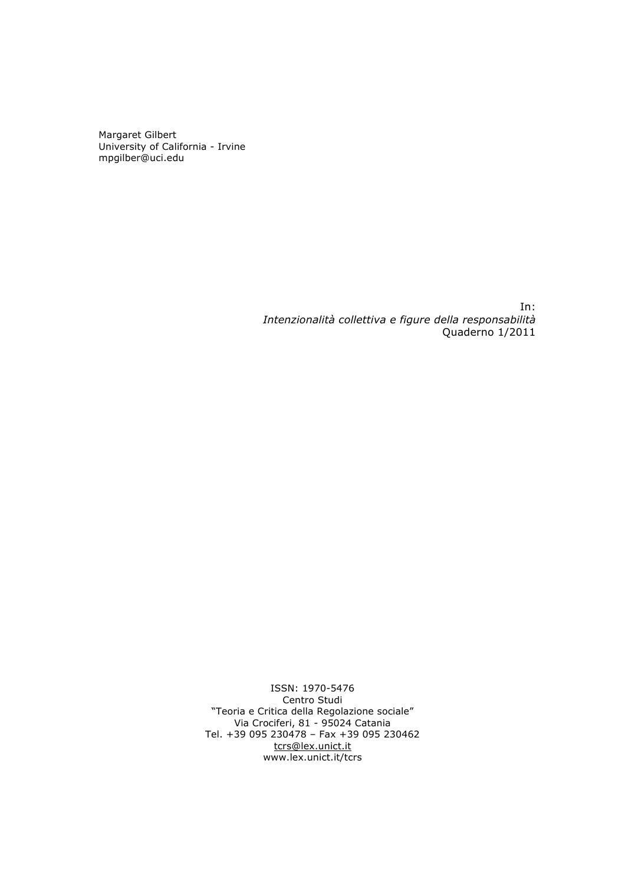Margaret Gilbert
University of California - Irvine
mpgilber@uci.edu

In:
*Intenzionalità collettiva e figure della responsabilità*
Quaderno 1/2011

ISSN: 1970-5476
Centro Studi
"Teoria e Critica della Regolazione sociale"
Via Crociferi, 81 - 95024 Catania
Tel. +39 095 230478 – Fax +39 095 230462
tcrs@lex.unict.it
www.lex.unict.it/tcrs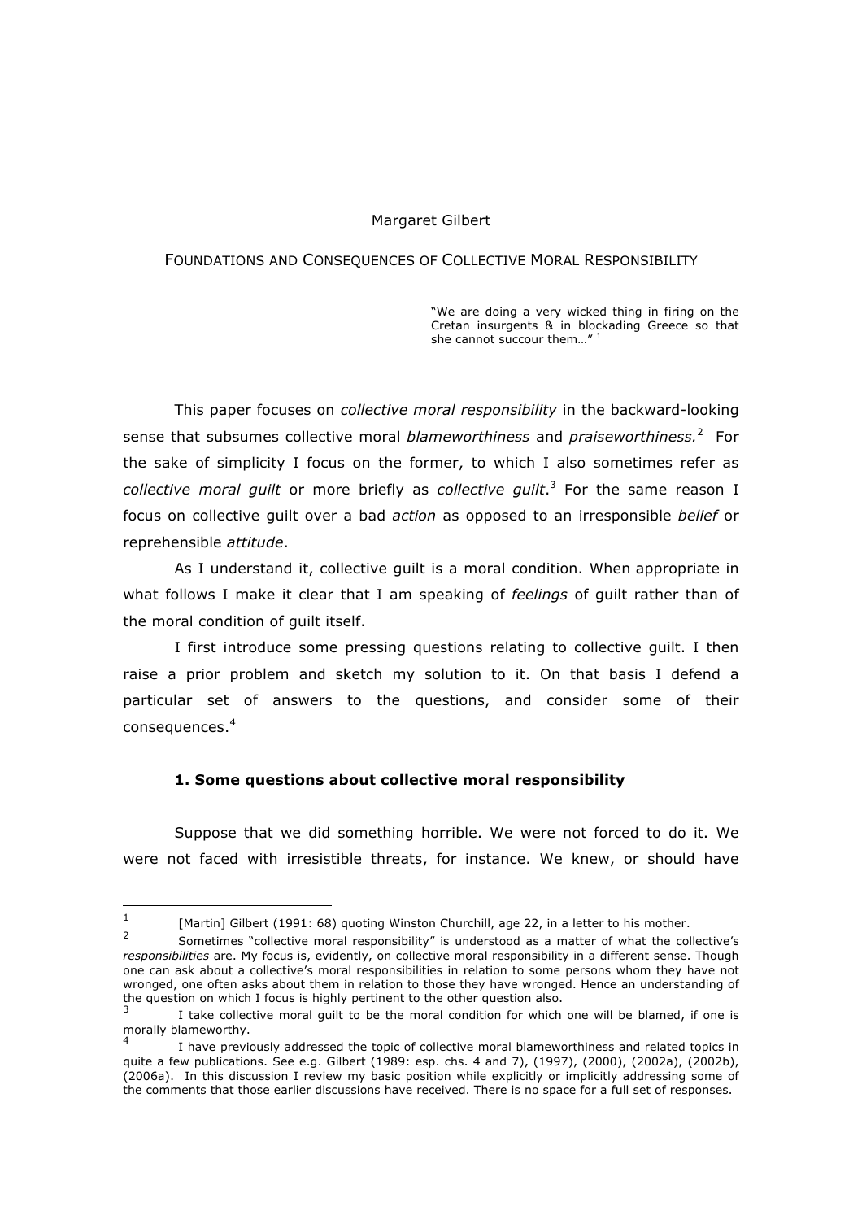Margaret Gilbert

FOUNDATIONS AND CONSEQUENCES OF COLLECTIVE MORAL RESPONSIBILITY

> "We are doing a very wicked thing in firing on the Cretan insurgents & in blockading Greece so that she cannot succour them…" [1]

This paper focuses on *collective moral responsibility* in the backward-looking sense that subsumes collective moral *blameworthiness* and *praiseworthiness.*[2] For the sake of simplicity I focus on the former, to which I also sometimes refer as *collective moral guilt* or more briefly as *collective guilt*.[3] For the same reason I focus on collective guilt over a bad *action* as opposed to an irresponsible *belief* or reprehensible *attitude*.

As I understand it, collective guilt is a moral condition. When appropriate in what follows I make it clear that I am speaking of *feelings* of guilt rather than of the moral condition of guilt itself.

I first introduce some pressing questions relating to collective guilt. I then raise a prior problem and sketch my solution to it. On that basis I defend a particular set of answers to the questions, and consider some of their consequences.[4]

### 1. Some questions about collective moral responsibility

Suppose that we did something horrible. We were not forced to do it. We were not faced with irresistible threats, for instance. We knew, or should have

---

[1] [Martin] Gilbert (1991: 68) quoting Winston Churchill, age 22, in a letter to his mother.

[2] Sometimes "collective moral responsibility" is understood as a matter of what the collective's *responsibilities* are. My focus is, evidently, on collective moral responsibility in a different sense. Though one can ask about a collective's moral responsibilities in relation to some persons whom they have not wronged, one often asks about them in relation to those they have wronged. Hence an understanding of the question on which I focus is highly pertinent to the other question also.

[3] I take collective moral guilt to be the moral condition for which one will be blamed, if one is morally blameworthy.

[4] I have previously addressed the topic of collective moral blameworthiness and related topics in quite a few publications. See e.g. Gilbert (1989: esp. chs. 4 and 7), (1997), (2000), (2002a), (2002b), (2006a). In this discussion I review my basic position while explicitly or implicitly addressing some of the comments that those earlier discussions have received. There is no space for a full set of responses.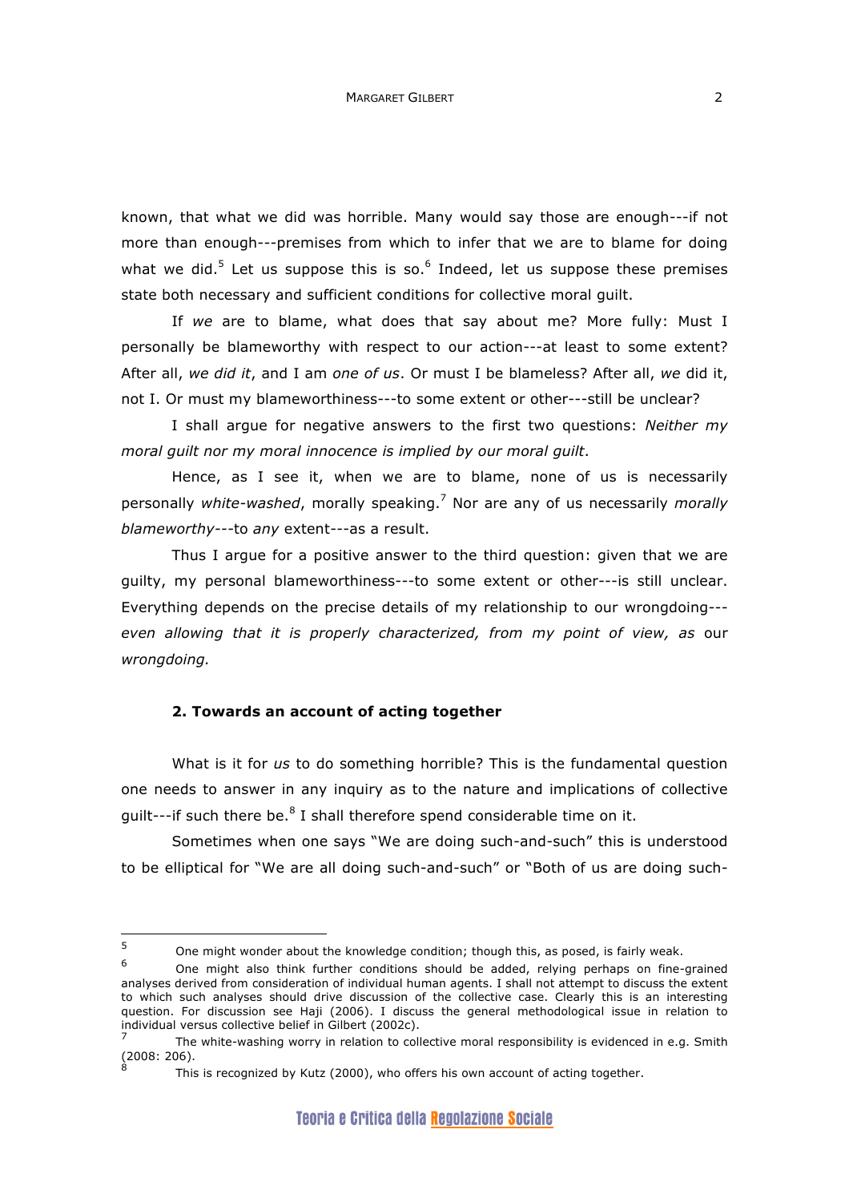known, that what we did was horrible. Many would say those are enough---if not more than enough---premises from which to infer that we are to blame for doing what we did.[5] Let us suppose this is so.[6] Indeed, let us suppose these premises state both necessary and sufficient conditions for collective moral guilt.

If *we* are to blame, what does that say about me? More fully: Must I personally be blameworthy with respect to our action---at least to some extent? After all, *we did it*, and I am *one of us*. Or must I be blameless? After all, *we* did it, not I. Or must my blameworthiness---to some extent or other---still be unclear?

I shall argue for negative answers to the first two questions: *Neither my moral guilt nor my moral innocence is implied by our moral guilt*.

Hence, as I see it, when we are to blame, none of us is necessarily personally *white-washed*, morally speaking.[7] Nor are any of us necessarily *morally blameworthy*---to *any* extent---as a result.

Thus I argue for a positive answer to the third question: given that we are guilty, my personal blameworthiness---to some extent or other---is still unclear. Everything depends on the precise details of my relationship to our wrongdoing---*even allowing that it is properly characterized, from my point of view, as* our *wrongdoing.*

## 2. Towards an account of acting together

What is it for *us* to do something horrible? This is the fundamental question one needs to answer in any inquiry as to the nature and implications of collective guilt---if such there be.[8] I shall therefore spend considerable time on it.

Sometimes when one says "We are doing such-and-such" this is understood to be elliptical for "We are all doing such-and-such" or "Both of us are doing such-

---

[5] One might wonder about the knowledge condition; though this, as posed, is fairly weak.

[6] One might also think further conditions should be added, relying perhaps on fine-grained analyses derived from consideration of individual human agents. I shall not attempt to discuss the extent to which such analyses should drive discussion of the collective case. Clearly this is an interesting question. For discussion see Haji (2006). I discuss the general methodological issue in relation to individual versus collective belief in Gilbert (2002c).

[7] The white-washing worry in relation to collective moral responsibility is evidenced in e.g. Smith (2008: 206).

[8] This is recognized by Kutz (2000), who offers his own account of acting together.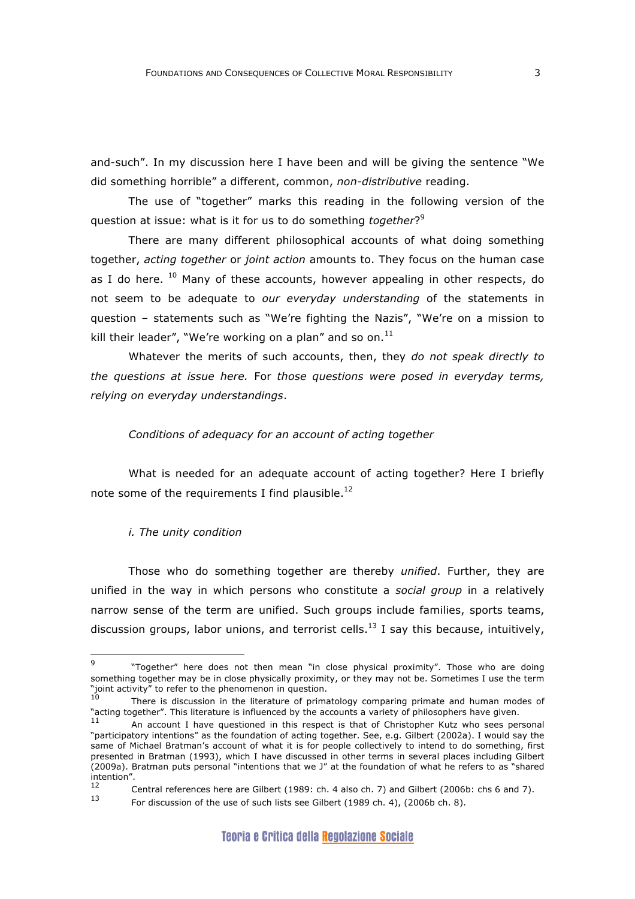and-such". In my discussion here I have been and will be giving the sentence "We did something horrible" a different, common, *non-distributive* reading.

The use of "together" marks this reading in the following version of the question at issue: what is it for us to do something *together*?[9]

There are many different philosophical accounts of what doing something together, *acting together* or *joint action* amounts to. They focus on the human case as I do here. [10] Many of these accounts, however appealing in other respects, do not seem to be adequate to *our everyday understanding* of the statements in question – statements such as "We're fighting the Nazis", "We're on a mission to kill their leader", "We're working on a plan" and so on.[11]

Whatever the merits of such accounts, then, they *do not speak directly to the questions at issue here.* For *those questions were posed in everyday terms, relying on everyday understandings*.

*Conditions of adequacy for an account of acting together*

What is needed for an adequate account of acting together? Here I briefly note some of the requirements I find plausible.[12]

*i. The unity condition*

Those who do something together are thereby *unified*. Further, they are unified in the way in which persons who constitute a *social group* in a relatively narrow sense of the term are unified. Such groups include families, sports teams, discussion groups, labor unions, and terrorist cells.[13] I say this because, intuitively,

---

[9] "Together" here does not then mean "in close physical proximity". Those who are doing something together may be in close physically proximity, or they may not be. Sometimes I use the term "joint activity" to refer to the phenomenon in question.

[10] There is discussion in the literature of primatology comparing primate and human modes of "acting together". This literature is influenced by the accounts a variety of philosophers have given.

[11] An account I have questioned in this respect is that of Christopher Kutz who sees personal "participatory intentions" as the foundation of acting together. See, e.g. Gilbert (2002a). I would say the same of Michael Bratman's account of what it is for people collectively to intend to do something, first presented in Bratman (1993), which I have discussed in other terms in several places including Gilbert (2009a). Bratman puts personal "intentions that we J" at the foundation of what he refers to as "shared intention".

[12] Central references here are Gilbert (1989: ch. 4 also ch. 7) and Gilbert (2006b: chs 6 and 7).

[13] For discussion of the use of such lists see Gilbert (1989 ch. 4), (2006b ch. 8).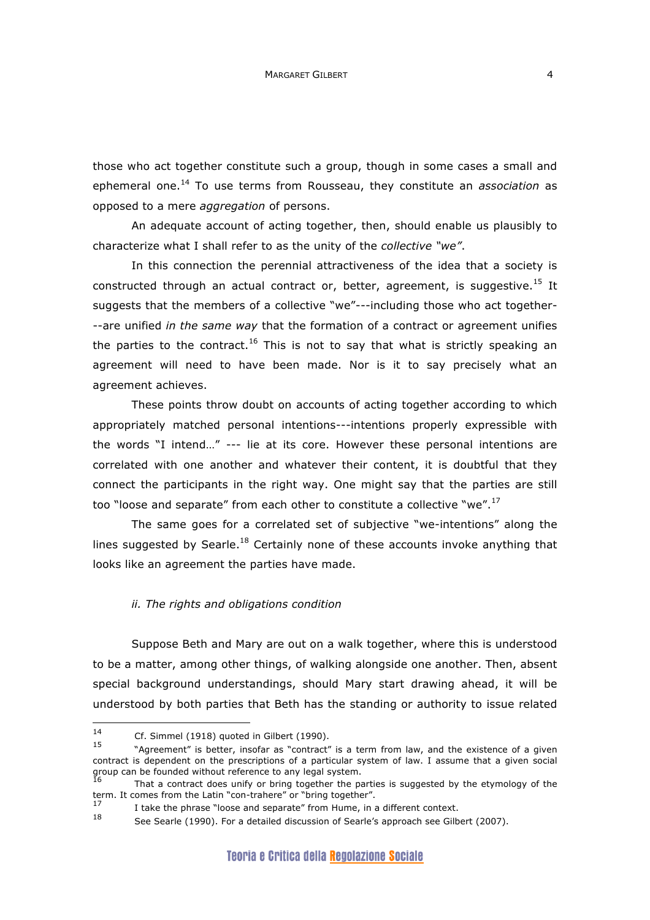those who act together constitute such a group, though in some cases a small and ephemeral one.[14] To use terms from Rousseau, they constitute an *association* as opposed to a mere *aggregation* of persons.

An adequate account of acting together, then, should enable us plausibly to characterize what I shall refer to as the unity of the *collective "we"*.

In this connection the perennial attractiveness of the idea that a society is constructed through an actual contract or, better, agreement, is suggestive.[15] It suggests that the members of a collective "we"---including those who act together---are unified *in the same way* that the formation of a contract or agreement unifies the parties to the contract.[16] This is not to say that what is strictly speaking an agreement will need to have been made. Nor is it to say precisely what an agreement achieves.

These points throw doubt on accounts of acting together according to which appropriately matched personal intentions---intentions properly expressible with the words "I intend…" --- lie at its core. However these personal intentions are correlated with one another and whatever their content, it is doubtful that they connect the participants in the right way. One might say that the parties are still too "loose and separate" from each other to constitute a collective "we".[17]

The same goes for a correlated set of subjective "we-intentions" along the lines suggested by Searle.[18] Certainly none of these accounts invoke anything that looks like an agreement the parties have made.

### *ii. The rights and obligations condition*

Suppose Beth and Mary are out on a walk together, where this is understood to be a matter, among other things, of walking alongside one another. Then, absent special background understandings, should Mary start drawing ahead, it will be understood by both parties that Beth has the standing or authority to issue related

---

[14] Cf. Simmel (1918) quoted in Gilbert (1990).

[15] "Agreement" is better, insofar as "contract" is a term from law, and the existence of a given contract is dependent on the prescriptions of a particular system of law. I assume that a given social group can be founded without reference to any legal system.

[16] That a contract does unify or bring together the parties is suggested by the etymology of the term. It comes from the Latin "con-trahere" or "bring together".

[17] I take the phrase "loose and separate" from Hume, in a different context.

[18] See Searle (1990). For a detailed discussion of Searle's approach see Gilbert (2007).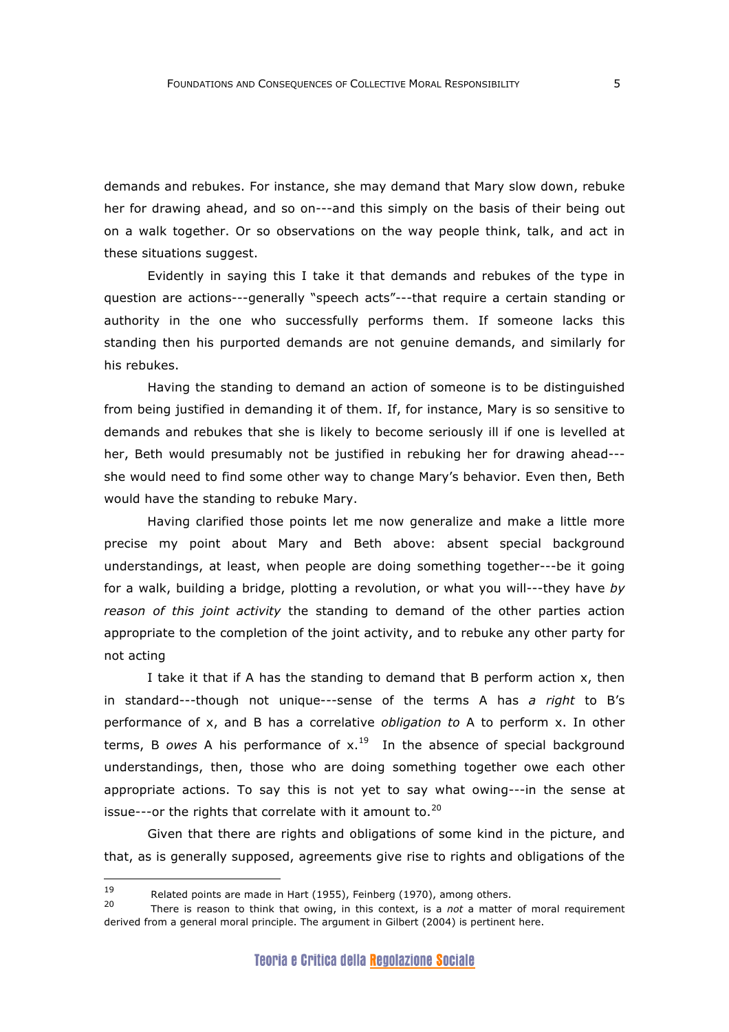demands and rebukes. For instance, she may demand that Mary slow down, rebuke her for drawing ahead, and so on---and this simply on the basis of their being out on a walk together. Or so observations on the way people think, talk, and act in these situations suggest.

Evidently in saying this I take it that demands and rebukes of the type in question are actions---generally "speech acts"---that require a certain standing or authority in the one who successfully performs them. If someone lacks this standing then his purported demands are not genuine demands, and similarly for his rebukes.

Having the standing to demand an action of someone is to be distinguished from being justified in demanding it of them. If, for instance, Mary is so sensitive to demands and rebukes that she is likely to become seriously ill if one is levelled at her, Beth would presumably not be justified in rebuking her for drawing ahead---she would need to find some other way to change Mary's behavior. Even then, Beth would have the standing to rebuke Mary.

Having clarified those points let me now generalize and make a little more precise my point about Mary and Beth above: absent special background understandings, at least, when people are doing something together---be it going for a walk, building a bridge, plotting a revolution, or what you will---they have *by reason of this joint activity* the standing to demand of the other parties action appropriate to the completion of the joint activity, and to rebuke any other party for not acting

I take it that if A has the standing to demand that B perform action x, then in standard---though not unique---sense of the terms A has *a right* to B's performance of x, and B has a correlative *obligation to* A to perform x. In other terms, B *owes* A his performance of x.[19] In the absence of special background understandings, then, those who are doing something together owe each other appropriate actions. To say this is not yet to say what owing---in the sense at issue---or the rights that correlate with it amount to.[20]

Given that there are rights and obligations of some kind in the picture, and that, as is generally supposed, agreements give rise to rights and obligations of the

---

[19] Related points are made in Hart (1955), Feinberg (1970), among others.

[20] There is reason to think that owing, in this context, is a *not* a matter of moral requirement derived from a general moral principle. The argument in Gilbert (2004) is pertinent here.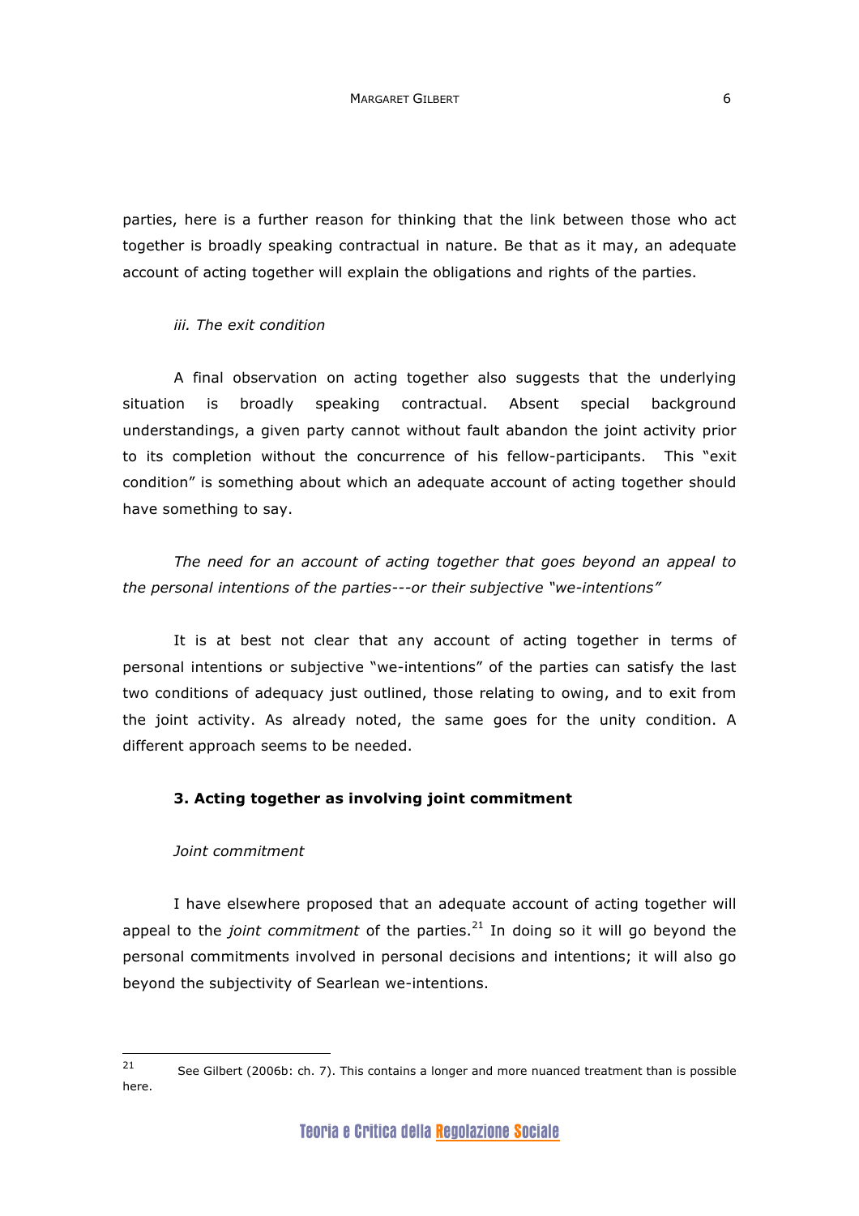parties, here is a further reason for thinking that the link between those who act together is broadly speaking contractual in nature. Be that as it may, an adequate account of acting together will explain the obligations and rights of the parties.

*iii. The exit condition*

A final observation on acting together also suggests that the underlying situation is broadly speaking contractual. Absent special background understandings, a given party cannot without fault abandon the joint activity prior to its completion without the concurrence of his fellow-participants. This "exit condition" is something about which an adequate account of acting together should have something to say.

*The need for an account of acting together that goes beyond an appeal to the personal intentions of the parties---or their subjective "we-intentions"*

It is at best not clear that any account of acting together in terms of personal intentions or subjective "we-intentions" of the parties can satisfy the last two conditions of adequacy just outlined, those relating to owing, and to exit from the joint activity. As already noted, the same goes for the unity condition. A different approach seems to be needed.

## 3. Acting together as involving joint commitment

*Joint commitment*

I have elsewhere proposed that an adequate account of acting together will appeal to the *joint commitment* of the parties.[21] In doing so it will go beyond the personal commitments involved in personal decisions and intentions; it will also go beyond the subjectivity of Searlean we-intentions.

---

[21] See Gilbert (2006b: ch. 7). This contains a longer and more nuanced treatment than is possible here.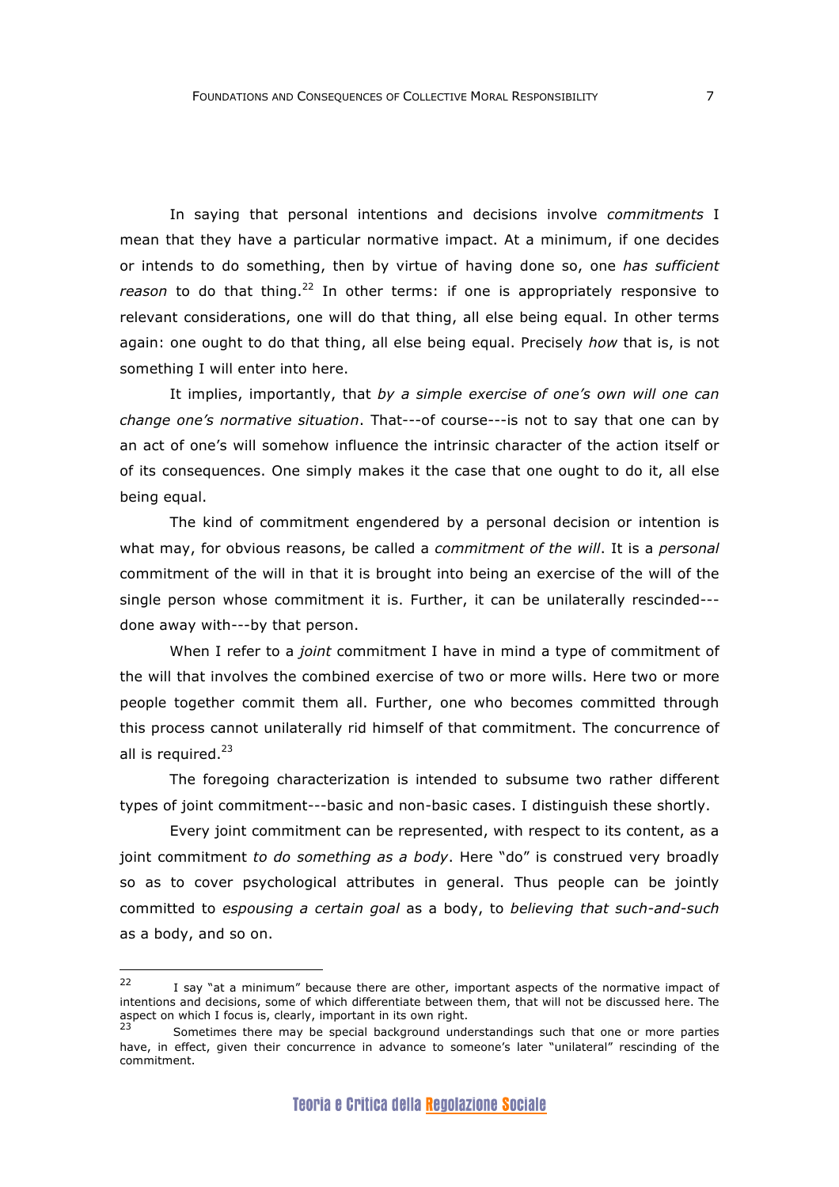In saying that personal intentions and decisions involve *commitments* I mean that they have a particular normative impact. At a minimum, if one decides or intends to do something, then by virtue of having done so, one *has sufficient reason* to do that thing.[22] In other terms: if one is appropriately responsive to relevant considerations, one will do that thing, all else being equal. In other terms again: one ought to do that thing, all else being equal. Precisely *how* that is, is not something I will enter into here.

It implies, importantly, that *by a simple exercise of one's own will one can change one's normative situation*. That---of course---is not to say that one can by an act of one's will somehow influence the intrinsic character of the action itself or of its consequences. One simply makes it the case that one ought to do it, all else being equal.

The kind of commitment engendered by a personal decision or intention is what may, for obvious reasons, be called a *commitment of the will*. It is a *personal* commitment of the will in that it is brought into being an exercise of the will of the single person whose commitment it is. Further, it can be unilaterally rescinded---done away with---by that person.

When I refer to a *joint* commitment I have in mind a type of commitment of the will that involves the combined exercise of two or more wills. Here two or more people together commit them all. Further, one who becomes committed through this process cannot unilaterally rid himself of that commitment. The concurrence of all is required.[23]

The foregoing characterization is intended to subsume two rather different types of joint commitment---basic and non-basic cases. I distinguish these shortly.

Every joint commitment can be represented, with respect to its content, as a joint commitment *to do something as a body*. Here "do" is construed very broadly so as to cover psychological attributes in general. Thus people can be jointly committed to *espousing a certain goal* as a body, to *believing that such-and-such* as a body, and so on.

---

[22] I say "at a minimum" because there are other, important aspects of the normative impact of intentions and decisions, some of which differentiate between them, that will not be discussed here. The aspect on which I focus is, clearly, important in its own right.

[23] Sometimes there may be special background understandings such that one or more parties have, in effect, given their concurrence in advance to someone's later "unilateral" rescinding of the commitment.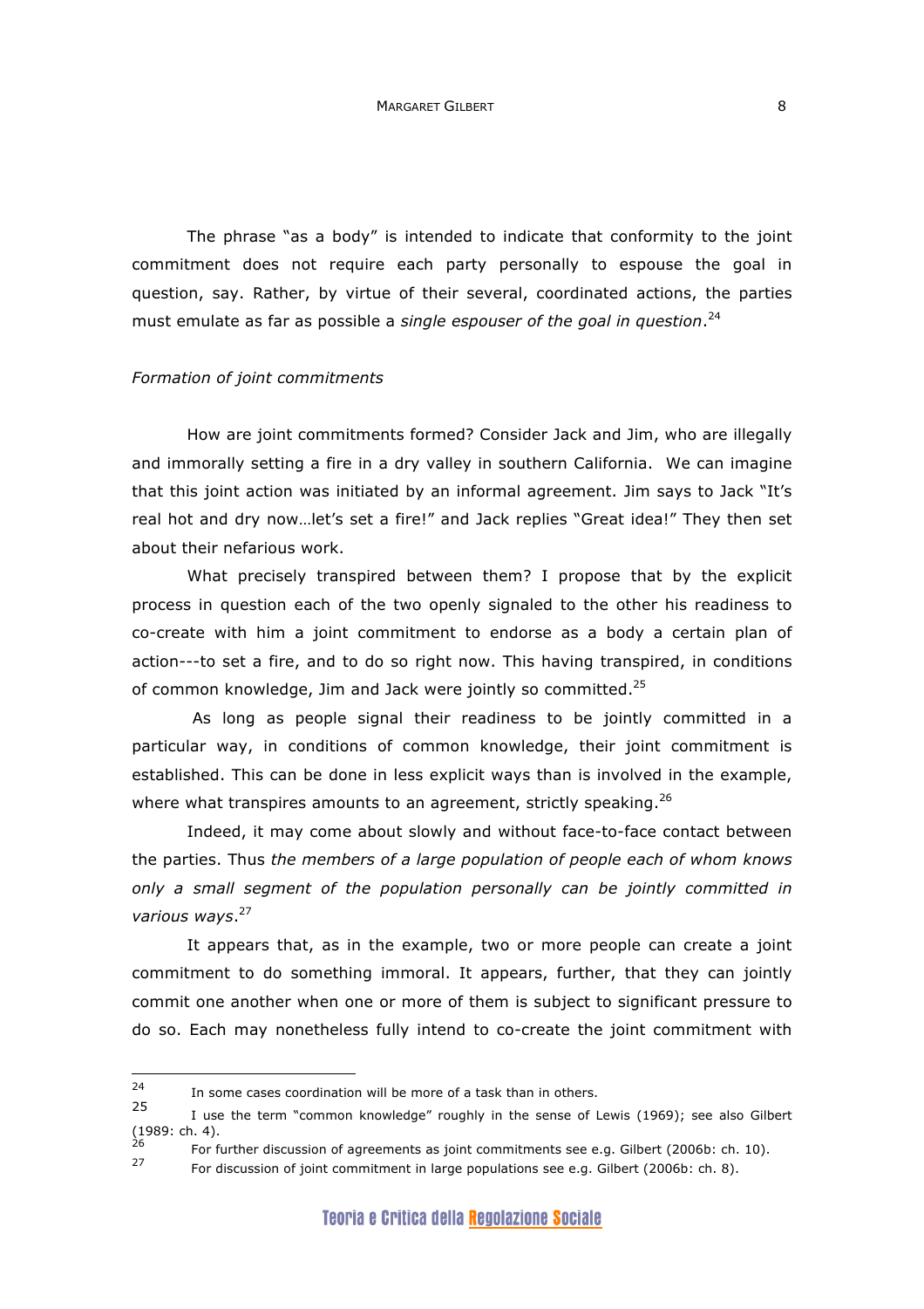The phrase "as a body" is intended to indicate that conformity to the joint commitment does not require each party personally to espouse the goal in question, say. Rather, by virtue of their several, coordinated actions, the parties must emulate as far as possible a *single espouser of the goal in question*.[24]

*Formation of joint commitments*

How are joint commitments formed? Consider Jack and Jim, who are illegally and immorally setting a fire in a dry valley in southern California. We can imagine that this joint action was initiated by an informal agreement. Jim says to Jack "It's real hot and dry now…let's set a fire!" and Jack replies "Great idea!" They then set about their nefarious work.

What precisely transpired between them? I propose that by the explicit process in question each of the two openly signaled to the other his readiness to co-create with him a joint commitment to endorse as a body a certain plan of action---to set a fire, and to do so right now. This having transpired, in conditions of common knowledge, Jim and Jack were jointly so committed.[25]

As long as people signal their readiness to be jointly committed in a particular way, in conditions of common knowledge, their joint commitment is established. This can be done in less explicit ways than is involved in the example, where what transpires amounts to an agreement, strictly speaking.[26]

Indeed, it may come about slowly and without face-to-face contact between the parties. Thus *the members of a large population of people each of whom knows only a small segment of the population personally can be jointly committed in various ways*.[27]

It appears that, as in the example, two or more people can create a joint commitment to do something immoral. It appears, further, that they can jointly commit one another when one or more of them is subject to significant pressure to do so. Each may nonetheless fully intend to co-create the joint commitment with

---

[24] In some cases coordination will be more of a task than in others.

[25] I use the term "common knowledge" roughly in the sense of Lewis (1969); see also Gilbert (1989: ch. 4).

[26] For further discussion of agreements as joint commitments see e.g. Gilbert (2006b: ch. 10).

[27] For discussion of joint commitment in large populations see e.g. Gilbert (2006b: ch. 8).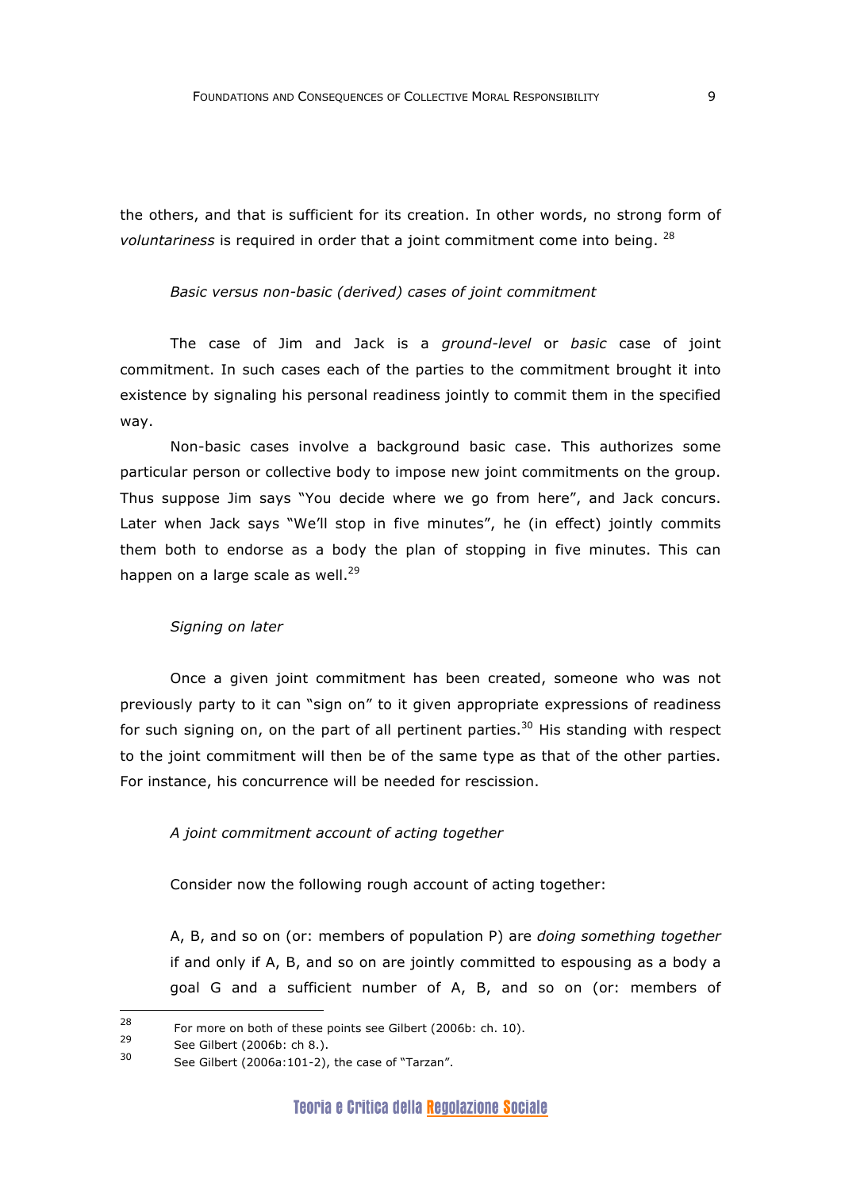the others, and that is sufficient for its creation. In other words, no strong form of *voluntariness* is required in order that a joint commitment come into being. [28]

*Basic versus non-basic (derived) cases of joint commitment*

The case of Jim and Jack is a *ground-level* or *basic* case of joint commitment. In such cases each of the parties to the commitment brought it into existence by signaling his personal readiness jointly to commit them in the specified way.

Non-basic cases involve a background basic case. This authorizes some particular person or collective body to impose new joint commitments on the group. Thus suppose Jim says "You decide where we go from here", and Jack concurs. Later when Jack says "We'll stop in five minutes", he (in effect) jointly commits them both to endorse as a body the plan of stopping in five minutes. This can happen on a large scale as well.[29]

*Signing on later*

Once a given joint commitment has been created, someone who was not previously party to it can "sign on" to it given appropriate expressions of readiness for such signing on, on the part of all pertinent parties.[30] His standing with respect to the joint commitment will then be of the same type as that of the other parties. For instance, his concurrence will be needed for rescission.

*A joint commitment account of acting together*

Consider now the following rough account of acting together:

A, B, and so on (or: members of population P) are *doing something together* if and only if A, B, and so on are jointly committed to espousing as a body a goal G and a sufficient number of A, B, and so on (or: members of

---

[28] For more on both of these points see Gilbert (2006b: ch. 10).

[29] See Gilbert (2006b: ch 8.).

[30] See Gilbert (2006a:101-2), the case of "Tarzan".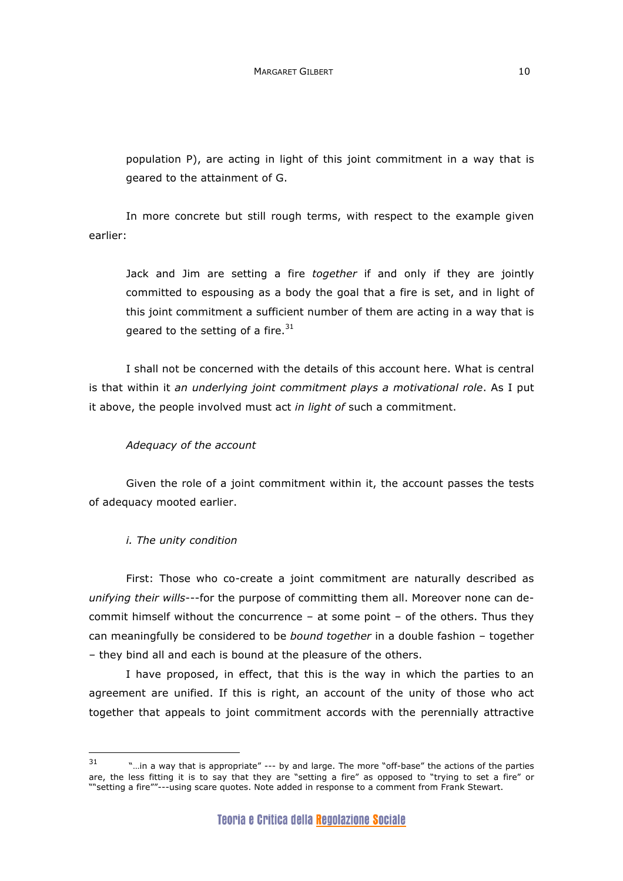population P), are acting in light of this joint commitment in a way that is geared to the attainment of G.

In more concrete but still rough terms, with respect to the example given earlier:

> Jack and Jim are setting a fire *together* if and only if they are jointly committed to espousing as a body the goal that a fire is set, and in light of this joint commitment a sufficient number of them are acting in a way that is geared to the setting of a fire.[31]

I shall not be concerned with the details of this account here. What is central is that within it *an underlying joint commitment plays a motivational role*. As I put it above, the people involved must act *in light of* such a commitment.

### *Adequacy of the account*

Given the role of a joint commitment within it, the account passes the tests of adequacy mooted earlier.

#### *i. The unity condition*

First: Those who co-create a joint commitment are naturally described as *unifying their wills*---for the purpose of committing them all. Moreover none can de-commit himself without the concurrence – at some point – of the others. Thus they can meaningfully be considered to be *bound together* in a double fashion – together – they bind all and each is bound at the pleasure of the others.

I have proposed, in effect, that this is the way in which the parties to an agreement are unified. If this is right, an account of the unity of those who act together that appeals to joint commitment accords with the perennially attractive

---

[31] "…in a way that is appropriate" --- by and large. The more "off-base" the actions of the parties are, the less fitting it is to say that they are "setting a fire" as opposed to "trying to set a fire" or ""setting a fire""---using scare quotes. Note added in response to a comment from Frank Stewart.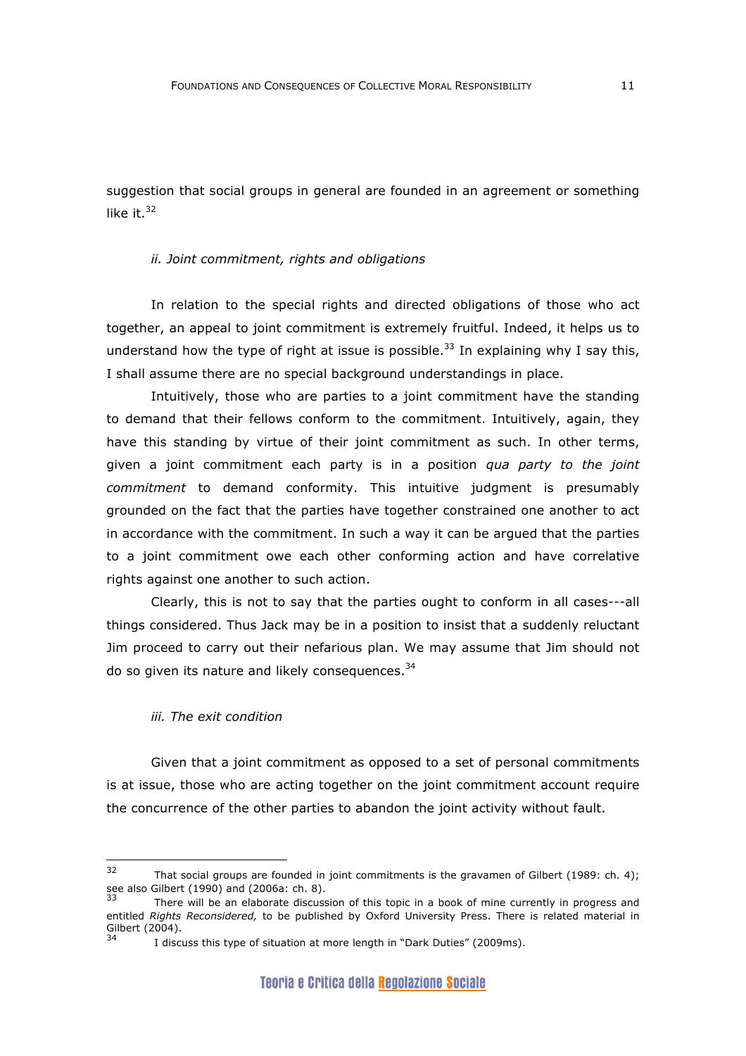suggestion that social groups in general are founded in an agreement or something like it.[32]

### *ii. Joint commitment, rights and obligations*

In relation to the special rights and directed obligations of those who act together, an appeal to joint commitment is extremely fruitful. Indeed, it helps us to understand how the type of right at issue is possible.[33] In explaining why I say this, I shall assume there are no special background understandings in place.

Intuitively, those who are parties to a joint commitment have the standing to demand that their fellows conform to the commitment. Intuitively, again, they have this standing by virtue of their joint commitment as such. In other terms, given a joint commitment each party is in a position *qua party to the joint commitment* to demand conformity. This intuitive judgment is presumably grounded on the fact that the parties have together constrained one another to act in accordance with the commitment. In such a way it can be argued that the parties to a joint commitment owe each other conforming action and have correlative rights against one another to such action.

Clearly, this is not to say that the parties ought to conform in all cases---all things considered. Thus Jack may be in a position to insist that a suddenly reluctant Jim proceed to carry out their nefarious plan. We may assume that Jim should not do so given its nature and likely consequences.[34]

### *iii. The exit condition*

Given that a joint commitment as opposed to a set of personal commitments is at issue, those who are acting together on the joint commitment account require the concurrence of the other parties to abandon the joint activity without fault.

---

[32] That social groups are founded in joint commitments is the gravamen of Gilbert (1989: ch. 4); see also Gilbert (1990) and (2006a: ch. 8).

[33] There will be an elaborate discussion of this topic in a book of mine currently in progress and entitled *Rights Reconsidered,* to be published by Oxford University Press. There is related material in Gilbert (2004).

[34] I discuss this type of situation at more length in "Dark Duties" (2009ms).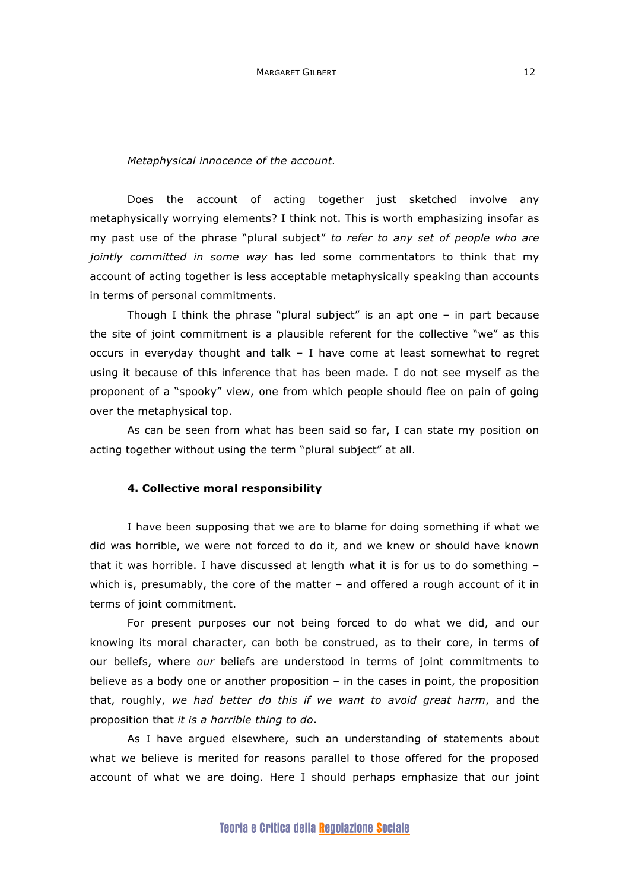*Metaphysical innocence of the account.*

Does the account of acting together just sketched involve any metaphysically worrying elements? I think not. This is worth emphasizing insofar as my past use of the phrase "plural subject" *to refer to any set of people who are jointly committed in some way* has led some commentators to think that my account of acting together is less acceptable metaphysically speaking than accounts in terms of personal commitments.

Though I think the phrase "plural subject" is an apt one – in part because the site of joint commitment is a plausible referent for the collective "we" as this occurs in everyday thought and talk – I have come at least somewhat to regret using it because of this inference that has been made. I do not see myself as the proponent of a "spooky" view, one from which people should flee on pain of going over the metaphysical top.

As can be seen from what has been said so far, I can state my position on acting together without using the term "plural subject" at all.

## 4. Collective moral responsibility

I have been supposing that we are to blame for doing something if what we did was horrible, we were not forced to do it, and we knew or should have known that it was horrible. I have discussed at length what it is for us to do something – which is, presumably, the core of the matter – and offered a rough account of it in terms of joint commitment.

For present purposes our not being forced to do what we did, and our knowing its moral character, can both be construed, as to their core, in terms of our beliefs, where *our* beliefs are understood in terms of joint commitments to believe as a body one or another proposition – in the cases in point, the proposition that, roughly, *we had better do this if we want to avoid great harm*, and the proposition that *it is a horrible thing to do*.

As I have argued elsewhere, such an understanding of statements about what we believe is merited for reasons parallel to those offered for the proposed account of what we are doing. Here I should perhaps emphasize that our joint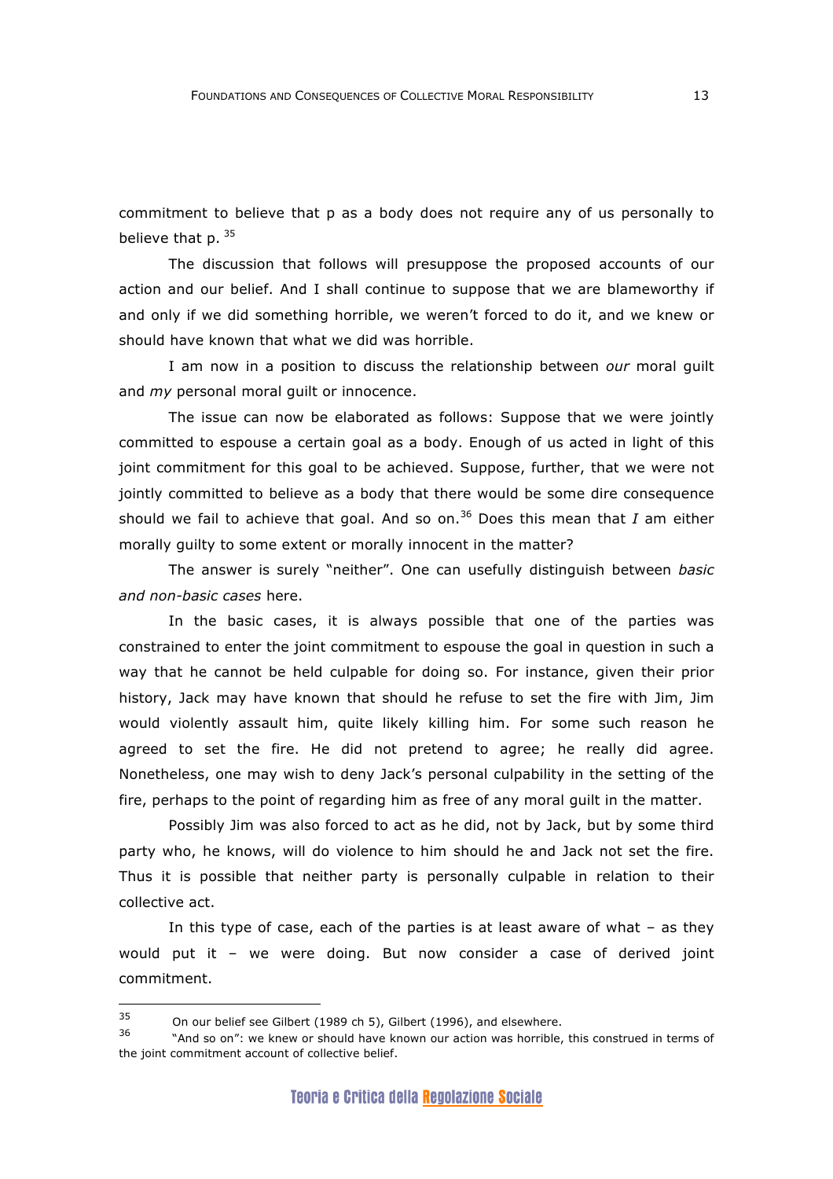commitment to believe that p as a body does not require any of us personally to believe that p. [35]

The discussion that follows will presuppose the proposed accounts of our action and our belief. And I shall continue to suppose that we are blameworthy if and only if we did something horrible, we weren't forced to do it, and we knew or should have known that what we did was horrible.

I am now in a position to discuss the relationship between *our* moral guilt and *my* personal moral guilt or innocence.

The issue can now be elaborated as follows: Suppose that we were jointly committed to espouse a certain goal as a body. Enough of us acted in light of this joint commitment for this goal to be achieved. Suppose, further, that we were not jointly committed to believe as a body that there would be some dire consequence should we fail to achieve that goal. And so on.[36] Does this mean that *I* am either morally guilty to some extent or morally innocent in the matter?

The answer is surely "neither". One can usefully distinguish between *basic and non-basic cases* here.

In the basic cases, it is always possible that one of the parties was constrained to enter the joint commitment to espouse the goal in question in such a way that he cannot be held culpable for doing so. For instance, given their prior history, Jack may have known that should he refuse to set the fire with Jim, Jim would violently assault him, quite likely killing him. For some such reason he agreed to set the fire. He did not pretend to agree; he really did agree. Nonetheless, one may wish to deny Jack's personal culpability in the setting of the fire, perhaps to the point of regarding him as free of any moral guilt in the matter.

Possibly Jim was also forced to act as he did, not by Jack, but by some third party who, he knows, will do violence to him should he and Jack not set the fire. Thus it is possible that neither party is personally culpable in relation to their collective act.

In this type of case, each of the parties is at least aware of what – as they would put it – we were doing. But now consider a case of derived joint commitment.

---

[35] On our belief see Gilbert (1989 ch 5), Gilbert (1996), and elsewhere.

[36] "And so on": we knew or should have known our action was horrible, this construed in terms of the joint commitment account of collective belief.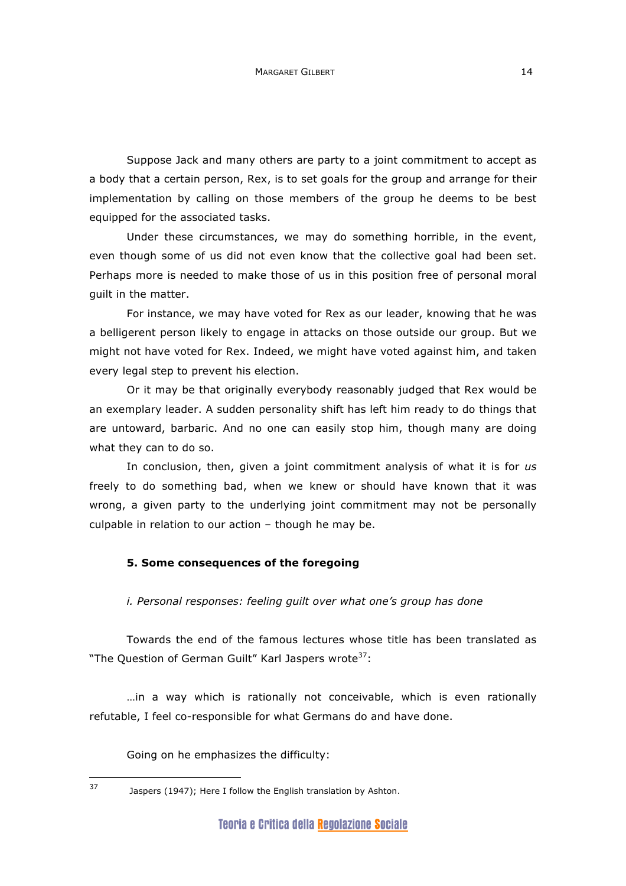Suppose Jack and many others are party to a joint commitment to accept as a body that a certain person, Rex, is to set goals for the group and arrange for their implementation by calling on those members of the group he deems to be best equipped for the associated tasks.

Under these circumstances, we may do something horrible, in the event, even though some of us did not even know that the collective goal had been set. Perhaps more is needed to make those of us in this position free of personal moral guilt in the matter.

For instance, we may have voted for Rex as our leader, knowing that he was a belligerent person likely to engage in attacks on those outside our group. But we might not have voted for Rex. Indeed, we might have voted against him, and taken every legal step to prevent his election.

Or it may be that originally everybody reasonably judged that Rex would be an exemplary leader. A sudden personality shift has left him ready to do things that are untoward, barbaric. And no one can easily stop him, though many are doing what they can to do so.

In conclusion, then, given a joint commitment analysis of what it is for *us* freely to do something bad, when we knew or should have known that it was wrong, a given party to the underlying joint commitment may not be personally culpable in relation to our action – though he may be.

### 5. Some consequences of the foregoing

#### *i. Personal responses: feeling guilt over what one's group has done*

Towards the end of the famous lectures whose title has been translated as "The Question of German Guilt" Karl Jaspers wrote[37]:

> …in a way which is rationally not conceivable, which is even rationally refutable, I feel co-responsible for what Germans do and have done.

Going on he emphasizes the difficulty:

---

[37] Jaspers (1947); Here I follow the English translation by Ashton.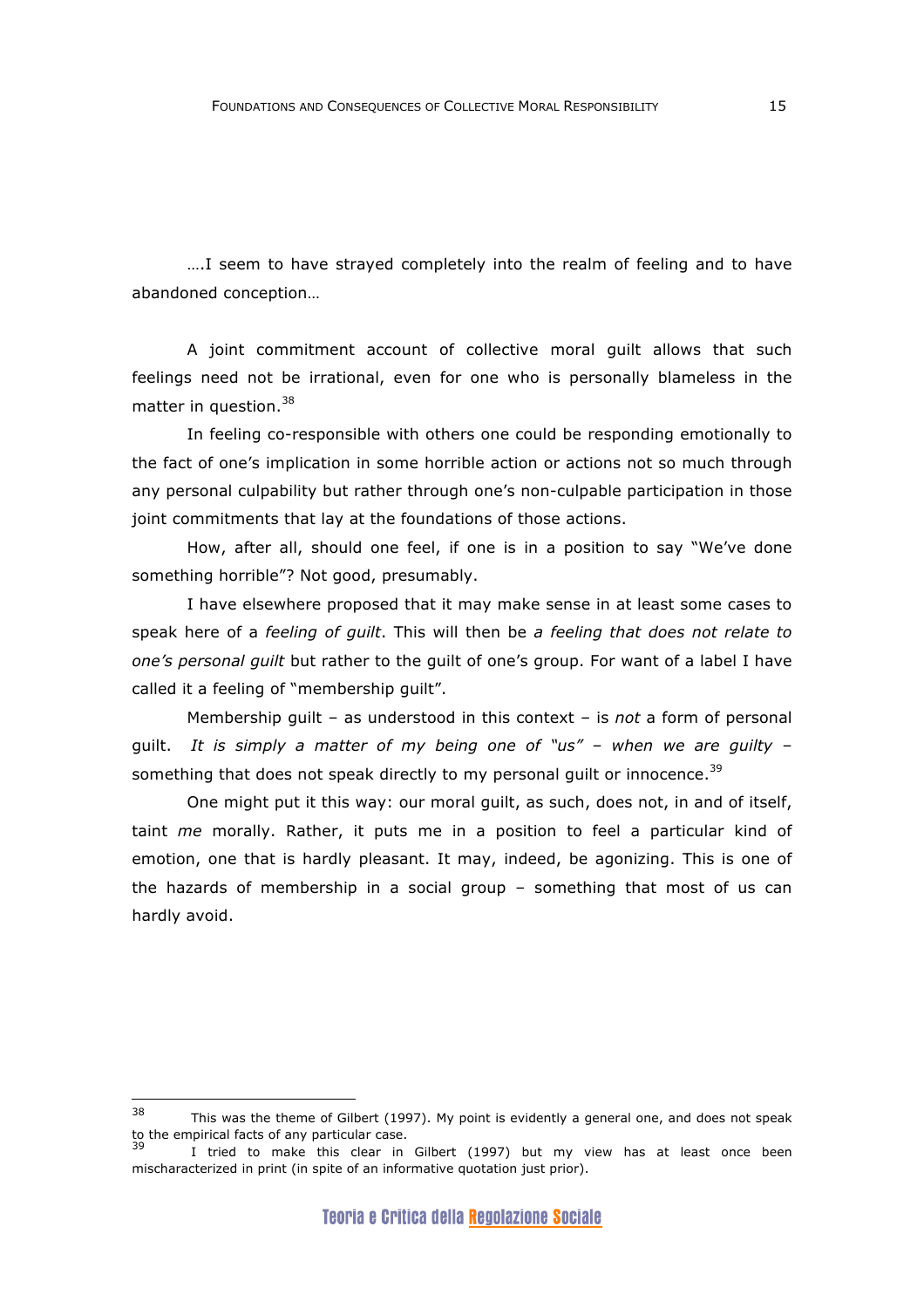….I seem to have strayed completely into the realm of feeling and to have abandoned conception…

A joint commitment account of collective moral guilt allows that such feelings need not be irrational, even for one who is personally blameless in the matter in question.[38]

In feeling co-responsible with others one could be responding emotionally to the fact of one's implication in some horrible action or actions not so much through any personal culpability but rather through one's non-culpable participation in those joint commitments that lay at the foundations of those actions.

How, after all, should one feel, if one is in a position to say "We've done something horrible"? Not good, presumably.

I have elsewhere proposed that it may make sense in at least some cases to speak here of a *feeling of guilt*. This will then be *a feeling that does not relate to one's personal guilt* but rather to the guilt of one's group. For want of a label I have called it a feeling of "membership guilt".

Membership guilt – as understood in this context – is *not* a form of personal guilt. *It is simply a matter of my being one of "us" – when we are guilty –* something that does not speak directly to my personal guilt or innocence.[39]

One might put it this way: our moral guilt, as such, does not, in and of itself, taint *me* morally. Rather, it puts me in a position to feel a particular kind of emotion, one that is hardly pleasant. It may, indeed, be agonizing. This is one of the hazards of membership in a social group – something that most of us can hardly avoid.

---

[38] This was the theme of Gilbert (1997). My point is evidently a general one, and does not speak to the empirical facts of any particular case.

[39] I tried to make this clear in Gilbert (1997) but my view has at least once been mischaracterized in print (in spite of an informative quotation just prior).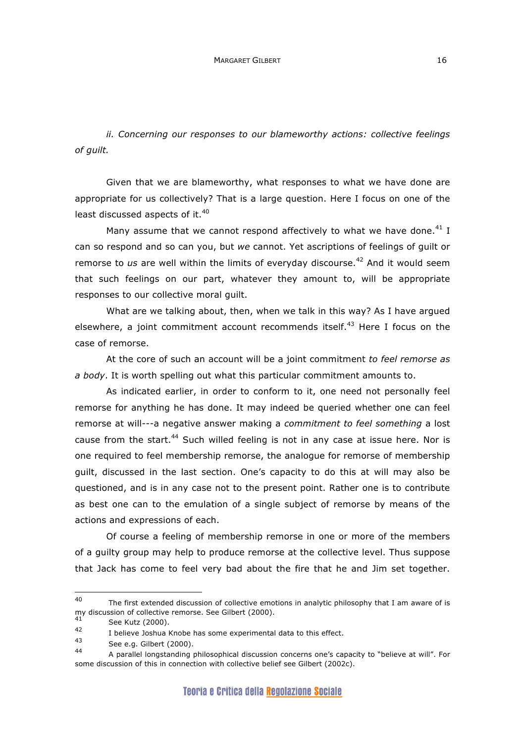*ii. Concerning our responses to our blameworthy actions: collective feelings of guilt.*

Given that we are blameworthy, what responses to what we have done are appropriate for us collectively? That is a large question. Here I focus on one of the least discussed aspects of it.[40]

Many assume that we cannot respond affectively to what we have done.[41] I can so respond and so can you, but *we* cannot. Yet ascriptions of feelings of guilt or remorse to *us* are well within the limits of everyday discourse.[42] And it would seem that such feelings on our part, whatever they amount to, will be appropriate responses to our collective moral guilt.

What are we talking about, then, when we talk in this way? As I have argued elsewhere, a joint commitment account recommends itself.[43] Here I focus on the case of remorse.

At the core of such an account will be a joint commitment *to feel remorse as a body*. It is worth spelling out what this particular commitment amounts to.

As indicated earlier, in order to conform to it, one need not personally feel remorse for anything he has done. It may indeed be queried whether one can feel remorse at will---a negative answer making a *commitment to feel something* a lost cause from the start.[44] Such willed feeling is not in any case at issue here. Nor is one required to feel membership remorse, the analogue for remorse of membership guilt, discussed in the last section. One's capacity to do this at will may also be questioned, and is in any case not to the present point. Rather one is to contribute as best one can to the emulation of a single subject of remorse by means of the actions and expressions of each.

Of course a feeling of membership remorse in one or more of the members of a guilty group may help to produce remorse at the collective level. Thus suppose that Jack has come to feel very bad about the fire that he and Jim set together.

---

[40] The first extended discussion of collective emotions in analytic philosophy that I am aware of is my discussion of collective remorse. See Gilbert (2000).

[41] See Kutz (2000).

[42] I believe Joshua Knobe has some experimental data to this effect.

[43] See e.g. Gilbert (2000).

[44] A parallel longstanding philosophical discussion concerns one's capacity to "believe at will". For some discussion of this in connection with collective belief see Gilbert (2002c).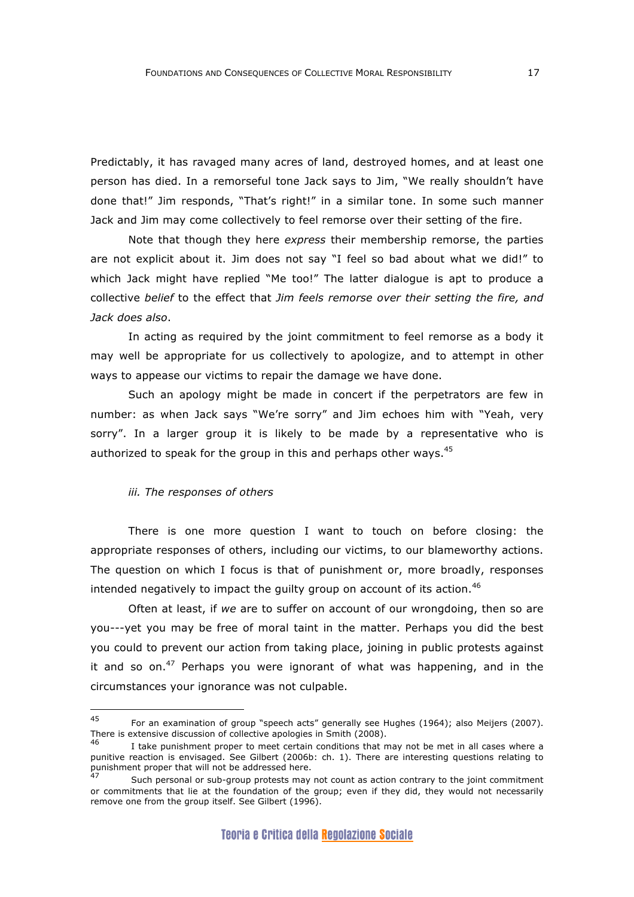Predictably, it has ravaged many acres of land, destroyed homes, and at least one person has died. In a remorseful tone Jack says to Jim, "We really shouldn't have done that!" Jim responds, "That's right!" in a similar tone. In some such manner Jack and Jim may come collectively to feel remorse over their setting of the fire.

Note that though they here *express* their membership remorse, the parties are not explicit about it. Jim does not say "I feel so bad about what we did!" to which Jack might have replied "Me too!" The latter dialogue is apt to produce a collective *belief* to the effect that *Jim feels remorse over their setting the fire, and Jack does also*.

In acting as required by the joint commitment to feel remorse as a body it may well be appropriate for us collectively to apologize, and to attempt in other ways to appease our victims to repair the damage we have done.

Such an apology might be made in concert if the perpetrators are few in number: as when Jack says "We're sorry" and Jim echoes him with "Yeah, very sorry". In a larger group it is likely to be made by a representative who is authorized to speak for the group in this and perhaps other ways.[45]

### *iii. The responses of others*

There is one more question I want to touch on before closing: the appropriate responses of others, including our victims, to our blameworthy actions. The question on which I focus is that of punishment or, more broadly, responses intended negatively to impact the guilty group on account of its action.[46]

Often at least, if *we* are to suffer on account of our wrongdoing, then so are you---yet you may be free of moral taint in the matter. Perhaps you did the best you could to prevent our action from taking place, joining in public protests against it and so on.[47] Perhaps you were ignorant of what was happening, and in the circumstances your ignorance was not culpable.

---

[45] For an examination of group "speech acts" generally see Hughes (1964); also Meijers (2007). There is extensive discussion of collective apologies in Smith (2008).

[46] I take punishment proper to meet certain conditions that may not be met in all cases where a punitive reaction is envisaged. See Gilbert (2006b: ch. 1). There are interesting questions relating to punishment proper that will not be addressed here.

[47] Such personal or sub-group protests may not count as action contrary to the joint commitment or commitments that lie at the foundation of the group; even if they did, they would not necessarily remove one from the group itself. See Gilbert (1996).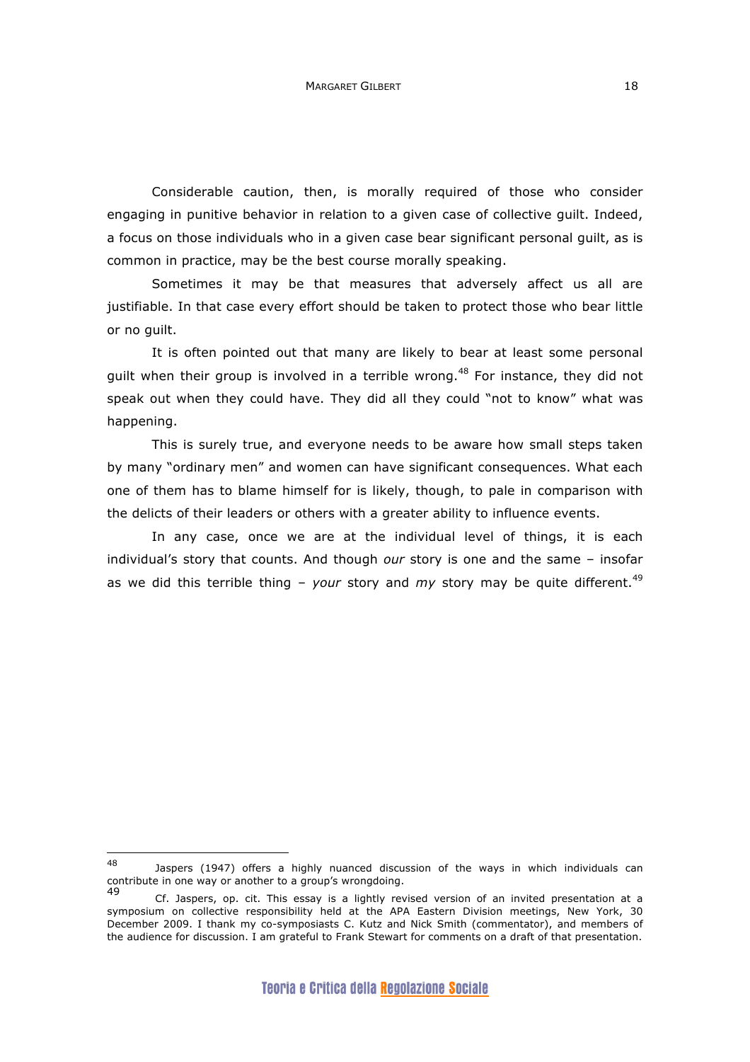Considerable caution, then, is morally required of those who consider engaging in punitive behavior in relation to a given case of collective guilt. Indeed, a focus on those individuals who in a given case bear significant personal guilt, as is common in practice, may be the best course morally speaking.

Sometimes it may be that measures that adversely affect us all are justifiable. In that case every effort should be taken to protect those who bear little or no guilt.

It is often pointed out that many are likely to bear at least some personal guilt when their group is involved in a terrible wrong.[48] For instance, they did not speak out when they could have. They did all they could "not to know" what was happening.

This is surely true, and everyone needs to be aware how small steps taken by many "ordinary men" and women can have significant consequences. What each one of them has to blame himself for is likely, though, to pale in comparison with the delicts of their leaders or others with a greater ability to influence events.

In any case, once we are at the individual level of things, it is each individual's story that counts. And though *our* story is one and the same – insofar as we did this terrible thing – *your* story and *my* story may be quite different.[49]

---

[48] Jaspers (1947) offers a highly nuanced discussion of the ways in which individuals can contribute in one way or another to a group's wrongdoing.

[49] Cf. Jaspers, op. cit. This essay is a lightly revised version of an invited presentation at a symposium on collective responsibility held at the APA Eastern Division meetings, New York, 30 December 2009. I thank my co-symposiasts C. Kutz and Nick Smith (commentator), and members of the audience for discussion. I am grateful to Frank Stewart for comments on a draft of that presentation.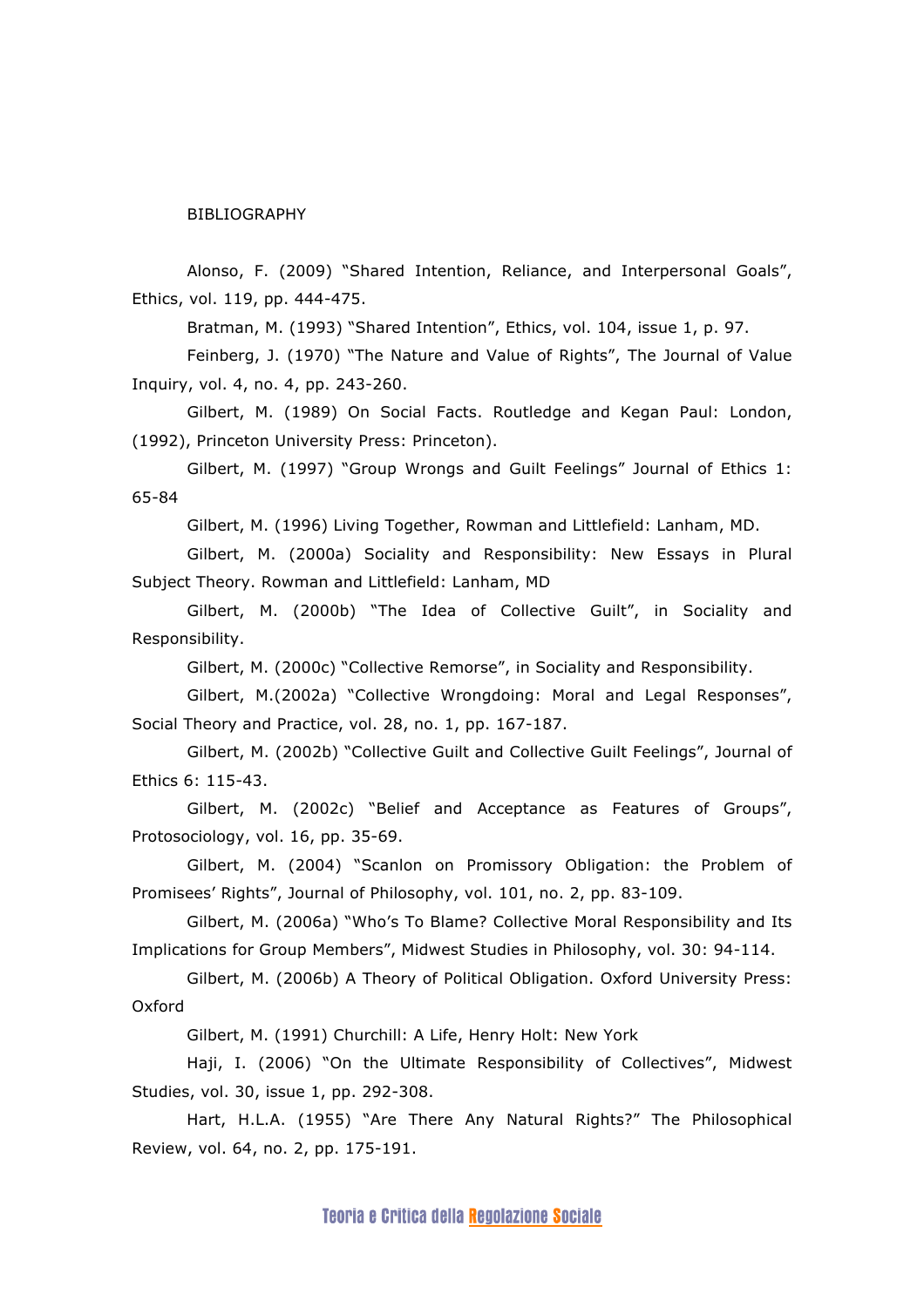BIBLIOGRAPHY

Alonso, F. (2009) "Shared Intention, Reliance, and Interpersonal Goals", Ethics, vol. 119, pp. 444-475.

Bratman, M. (1993) "Shared Intention", Ethics, vol. 104, issue 1, p. 97.

Feinberg, J. (1970) "The Nature and Value of Rights", The Journal of Value Inquiry, vol. 4, no. 4, pp. 243-260.

Gilbert, M. (1989) On Social Facts. Routledge and Kegan Paul: London, (1992), Princeton University Press: Princeton).

Gilbert, M. (1997) "Group Wrongs and Guilt Feelings" Journal of Ethics 1: 65-84

Gilbert, M. (1996) Living Together, Rowman and Littlefield: Lanham, MD.

Gilbert, M. (2000a) Sociality and Responsibility: New Essays in Plural Subject Theory. Rowman and Littlefield: Lanham, MD

Gilbert, M. (2000b) "The Idea of Collective Guilt", in Sociality and Responsibility.

Gilbert, M. (2000c) "Collective Remorse", in Sociality and Responsibility.

Gilbert, M.(2002a) "Collective Wrongdoing: Moral and Legal Responses", Social Theory and Practice, vol. 28, no. 1, pp. 167-187.

Gilbert, M. (2002b) "Collective Guilt and Collective Guilt Feelings", Journal of Ethics 6: 115-43.

Gilbert, M. (2002c) "Belief and Acceptance as Features of Groups", Protosociology, vol. 16, pp. 35-69.

Gilbert, M. (2004) "Scanlon on Promissory Obligation: the Problem of Promisees' Rights", Journal of Philosophy, vol. 101, no. 2, pp. 83-109.

Gilbert, M. (2006a) "Who's To Blame? Collective Moral Responsibility and Its Implications for Group Members", Midwest Studies in Philosophy, vol. 30: 94-114.

Gilbert, M. (2006b) A Theory of Political Obligation. Oxford University Press: Oxford

Gilbert, M. (1991) Churchill: A Life, Henry Holt: New York

Haji, I. (2006) "On the Ultimate Responsibility of Collectives", Midwest Studies, vol. 30, issue 1, pp. 292-308.

Hart, H.L.A. (1955) "Are There Any Natural Rights?" The Philosophical Review, vol. 64, no. 2, pp. 175-191.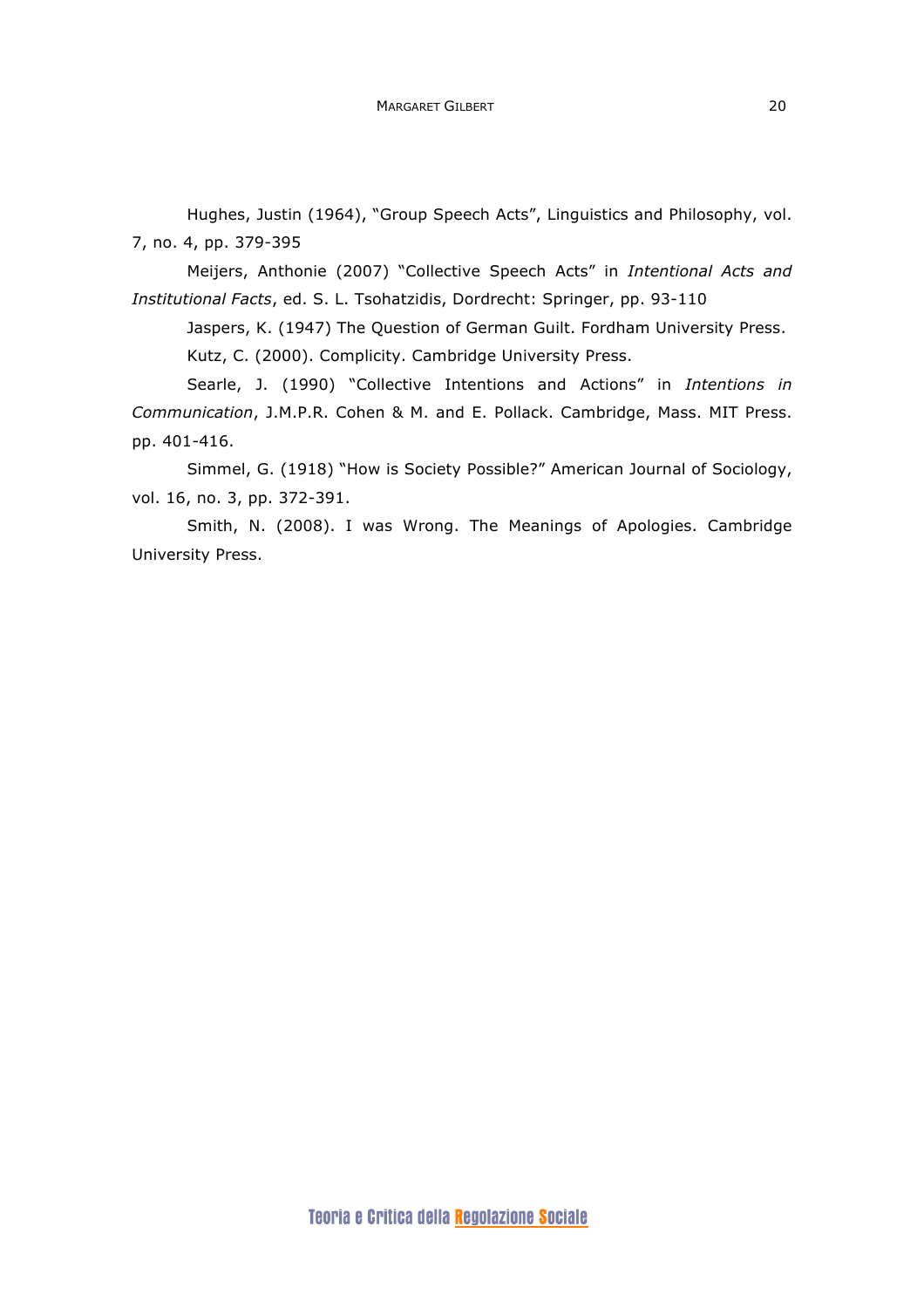Hughes, Justin (1964), "Group Speech Acts", Linguistics and Philosophy, vol. 7, no. 4, pp. 379-395

Meijers, Anthonie (2007) "Collective Speech Acts" in *Intentional Acts and Institutional Facts*, ed. S. L. Tsohatzidis, Dordrecht: Springer, pp. 93-110

Jaspers, K. (1947) The Question of German Guilt. Fordham University Press.

Kutz, C. (2000). Complicity. Cambridge University Press.

Searle, J. (1990) "Collective Intentions and Actions" in *Intentions in Communication*, J.M.P.R. Cohen & M. and E. Pollack. Cambridge, Mass. MIT Press. pp. 401-416.

Simmel, G. (1918) "How is Society Possible?" American Journal of Sociology, vol. 16, no. 3, pp. 372-391.

Smith, N. (2008). I was Wrong. The Meanings of Apologies. Cambridge University Press.